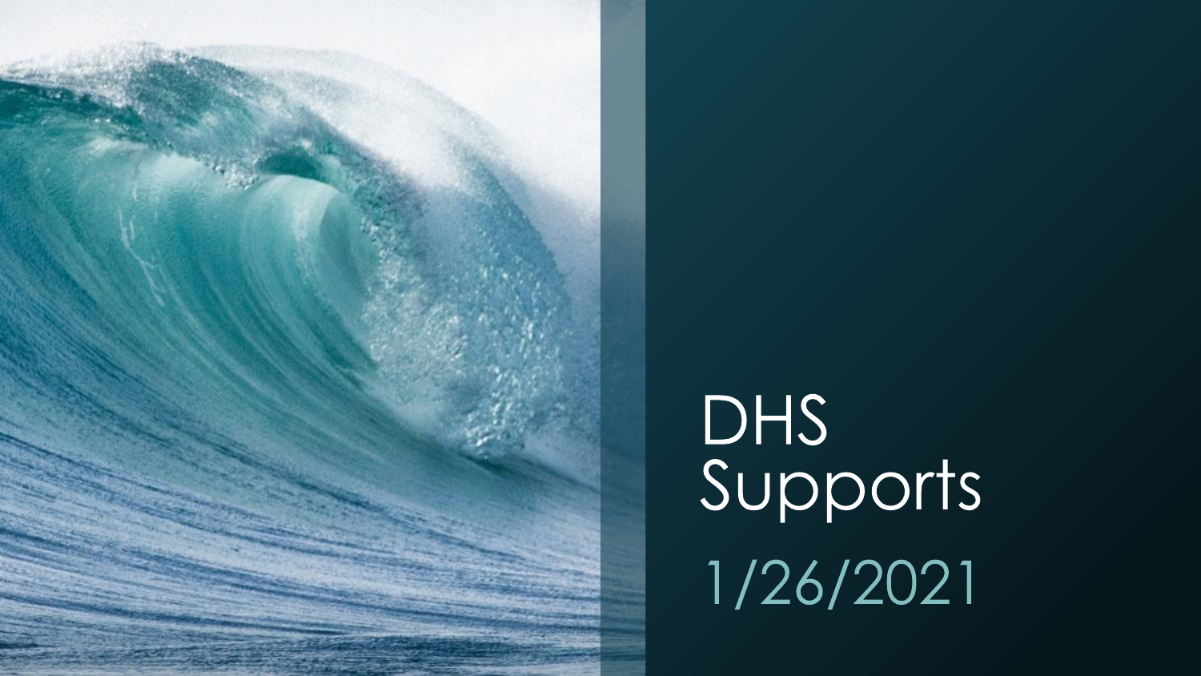# DHS Supports

1/26/2021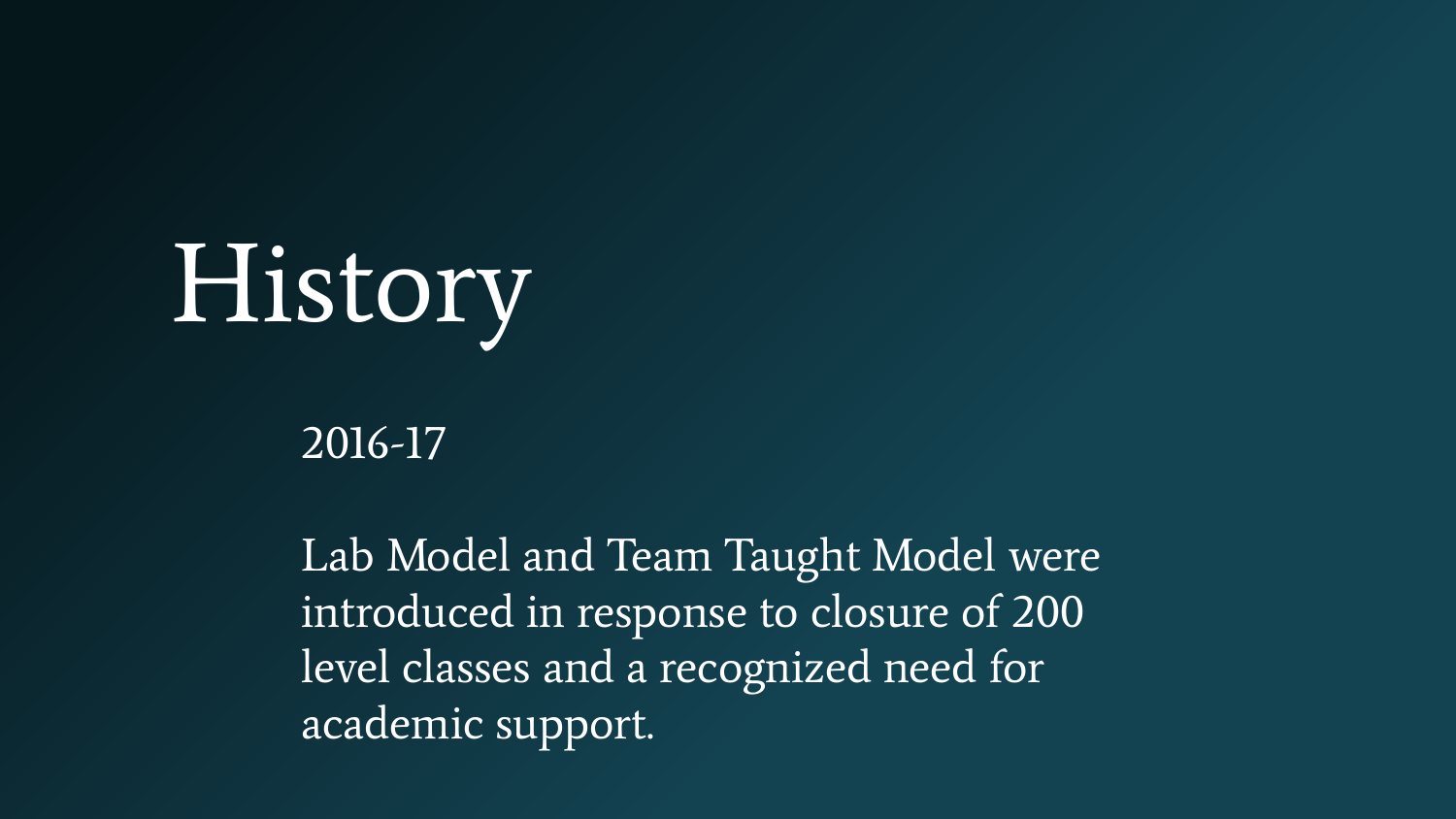# History

2016-17

Lab Model and Team Taught Model were introduced in response to closure of 200 level classes and a recognized need for academic support.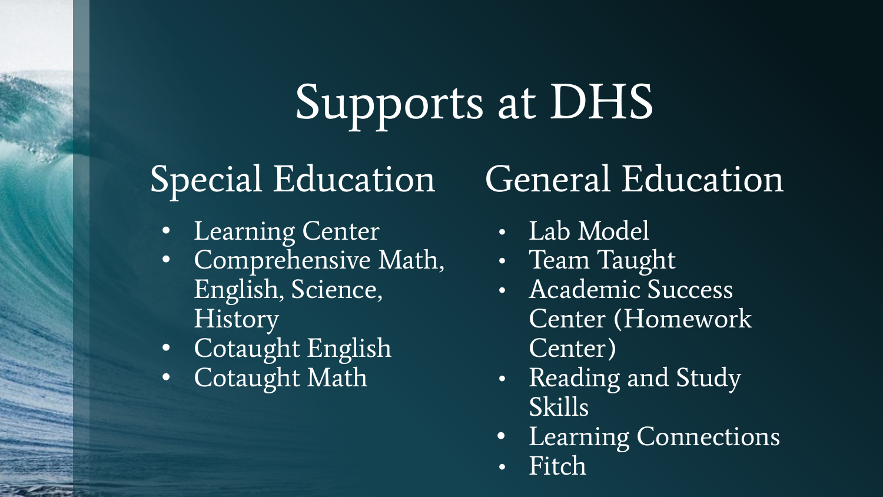# Supports at DHS

## Special Education

- Learning Center
- Comprehensive Math, English, Science, History
- Cotaught English
- Cotaught Math

## General Education

- Lab Model
- Team Taught
- Academic Success Center (Homework Center)
- Reading and Study Skills
- Learning Connections
- Fitch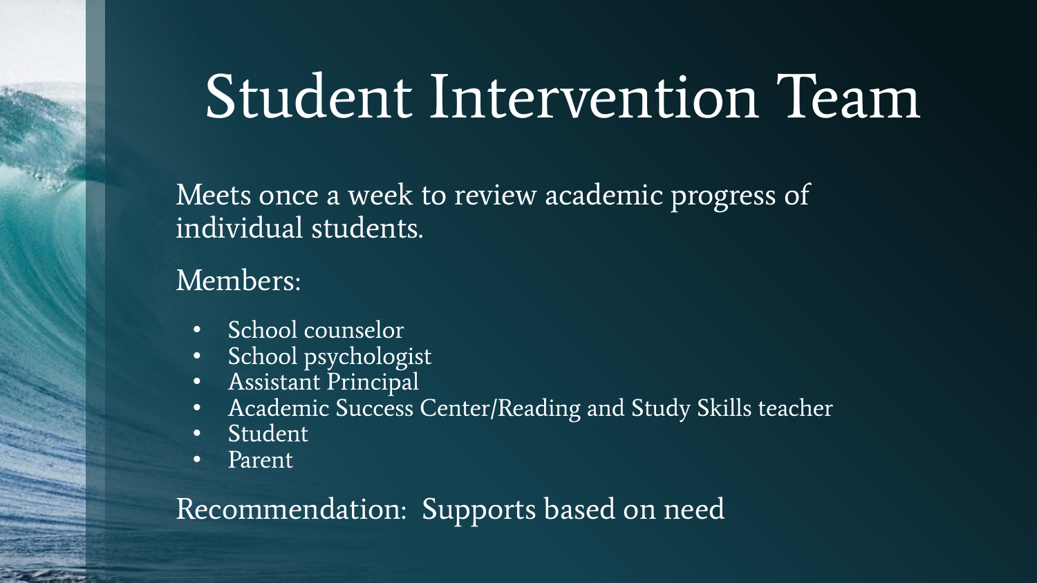# Student Intervention Team

Meets once a week to review academic progress of individual students.

Members:

- School counselor
- School psychologist
- Assistant Principal
- Academic Success Center/Reading and Study Skills teacher
- Student
- Parent

Recommendation: Supports based on need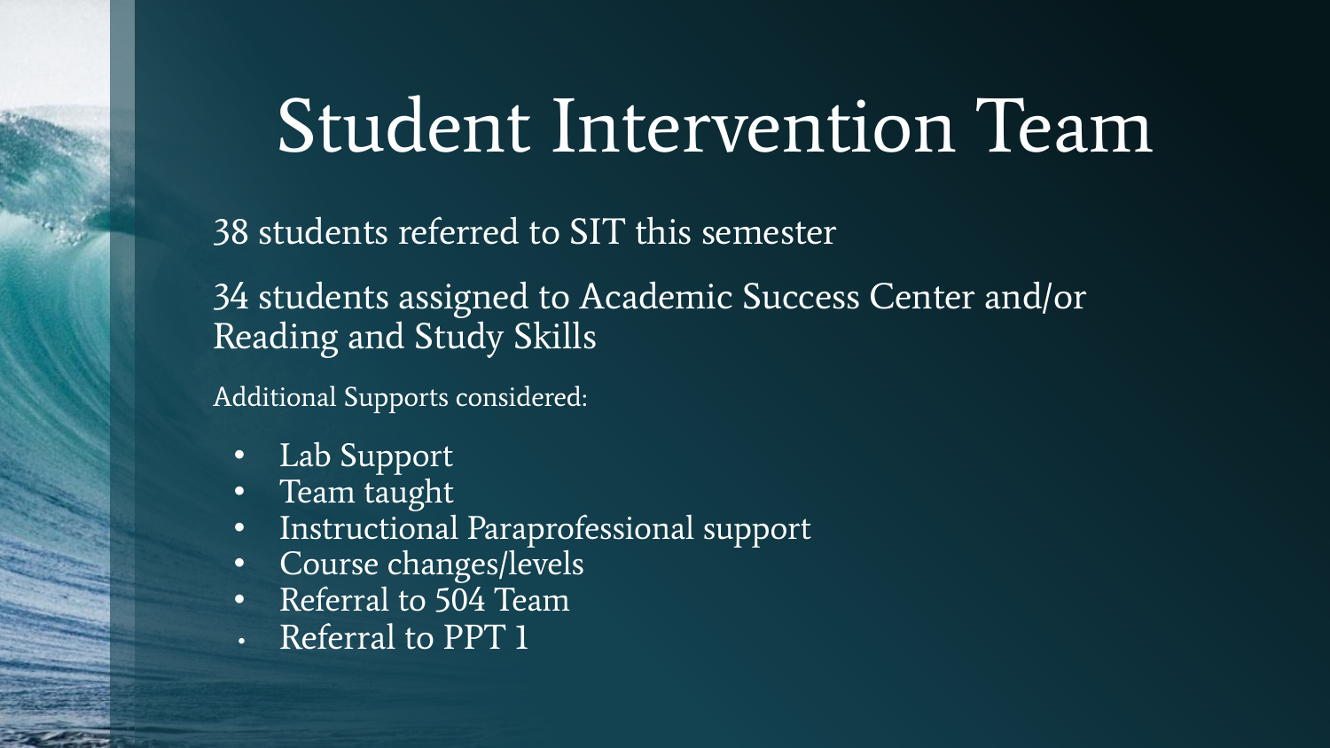# Student Intervention Team

38 students referred to SIT this semester

34 students assigned to Academic Success Center and/or Reading and Study Skills

Additional Supports considered:

- Lab Support
- Team taught
- Instructional Paraprofessional support
- Course changes/levels
- Referral to 504 Team
- Referral to PPT 1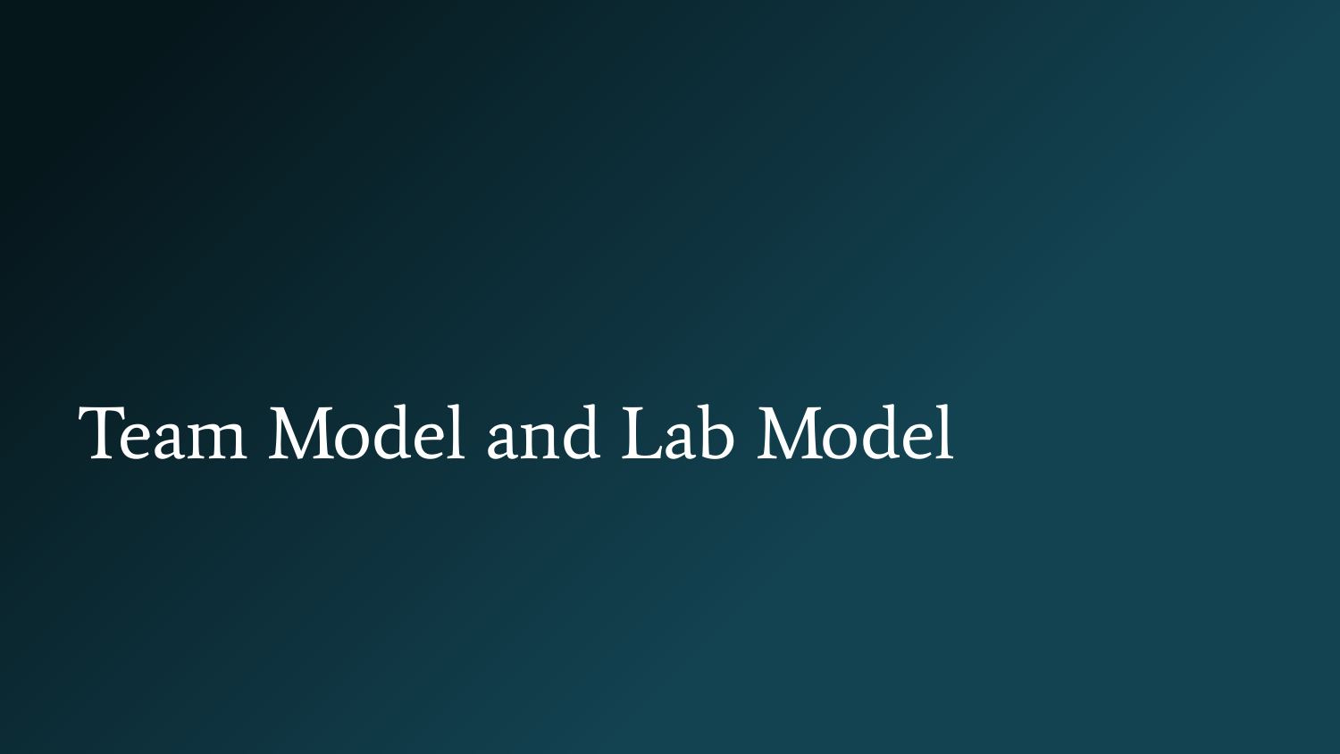# Team Model and Lab Model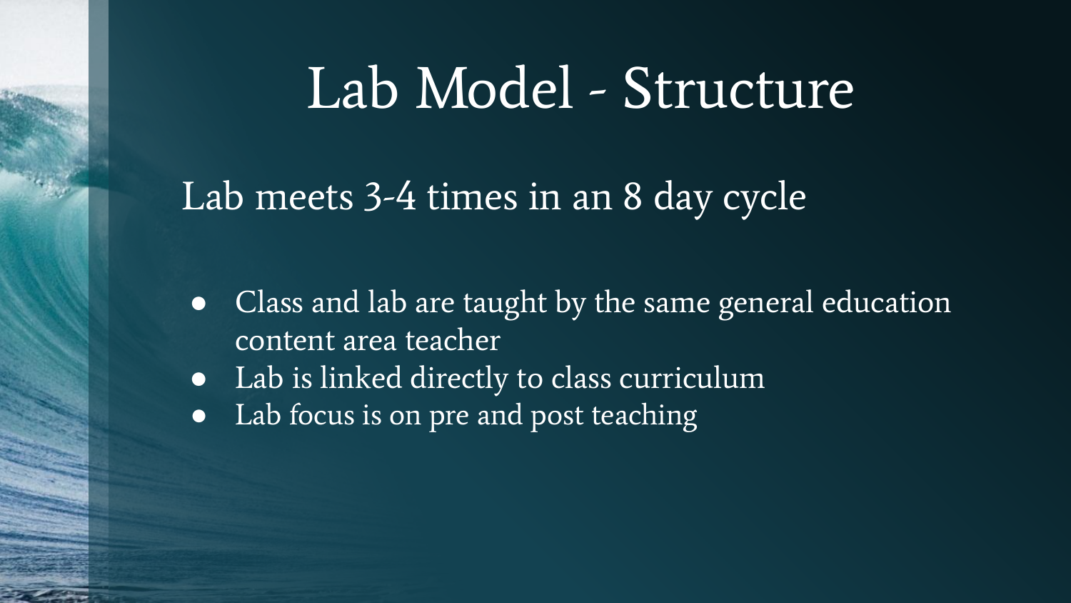# Lab Model - Structure

Lab meets 3-4 times in an 8 day cycle

- Class and lab are taught by the same general education content area teacher
- Lab is linked directly to class curriculum
- Lab focus is on pre and post teaching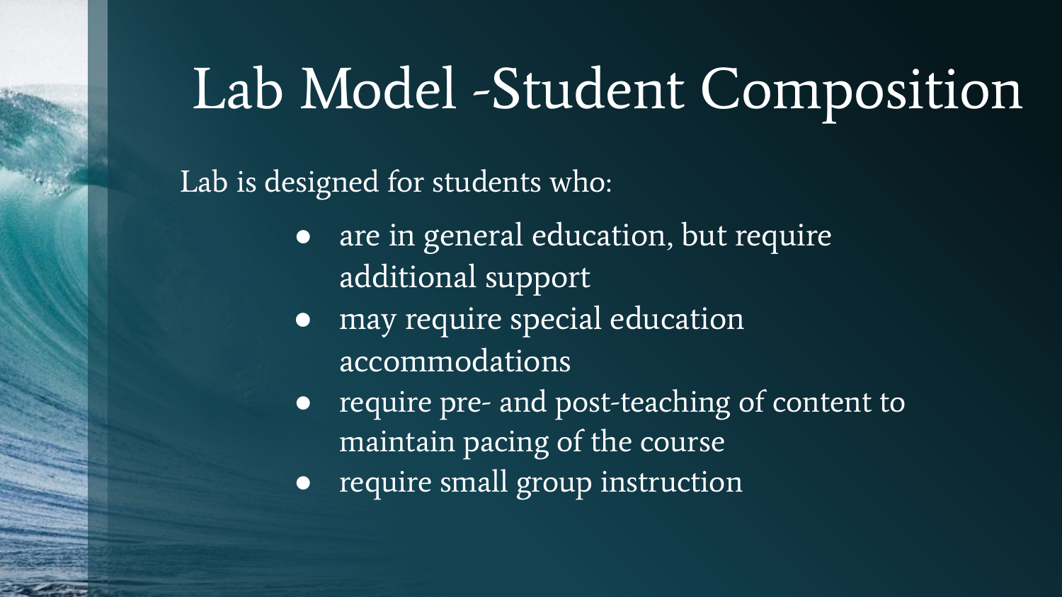# Lab Model -Student Composition

Lab is designed for students who:

- are in general education, but require additional support
- may require special education accommodations
- require pre- and post-teaching of content to maintain pacing of the course
- require small group instruction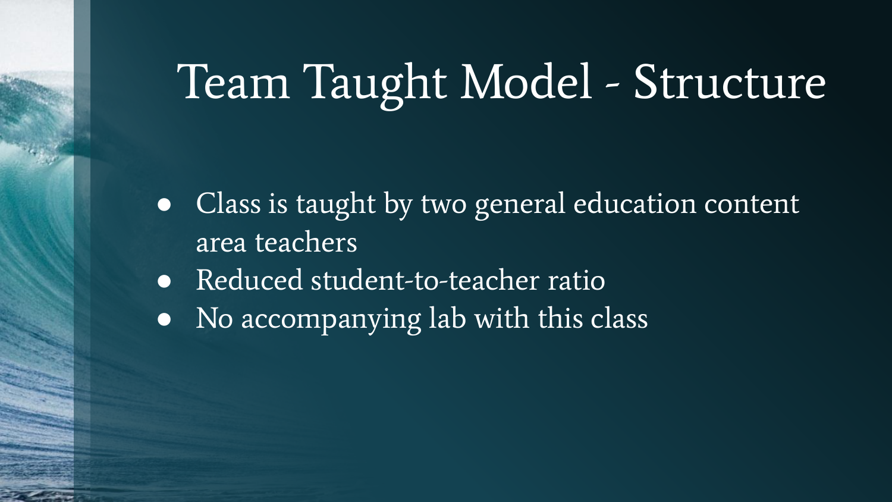# Team Taught Model - Structure

- Class is taught by two general education content area teachers
- Reduced student-to-teacher ratio
- No accompanying lab with this class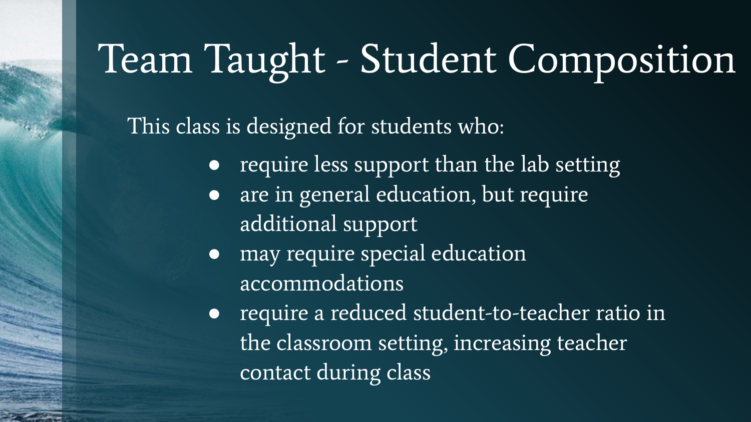# Team Taught - Student Composition

This class is designed for students who:

- require less support than the lab setting
- are in general education, but require additional support
- may require special education accommodations
- require a reduced student-to-teacher ratio in the classroom setting, increasing teacher contact during class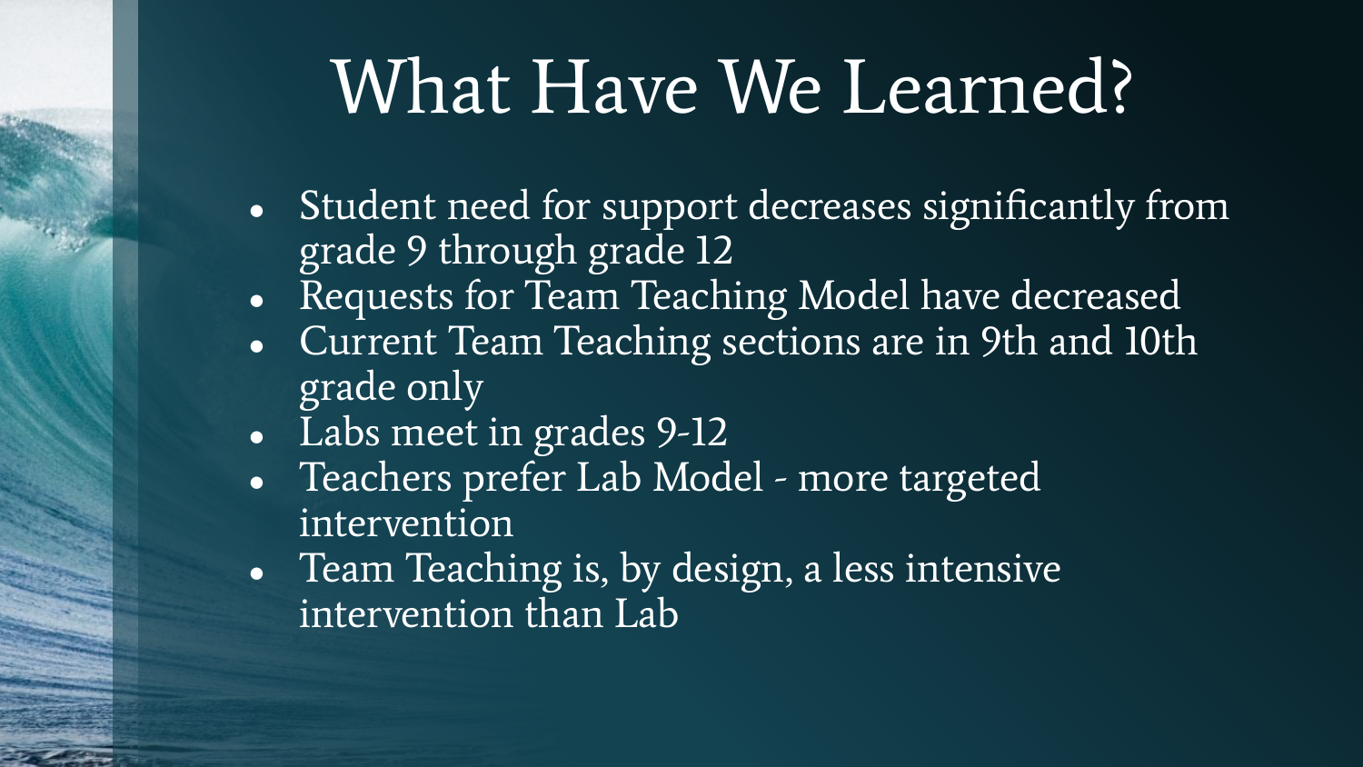# What Have We Learned?

- Student need for support decreases significantly from grade 9 through grade 12
- Requests for Team Teaching Model have decreased
- Current Team Teaching sections are in 9th and 10th grade only
- Labs meet in grades 9-12
- Teachers prefer Lab Model - more targeted intervention
- Team Teaching is, by design, a less intensive intervention than Lab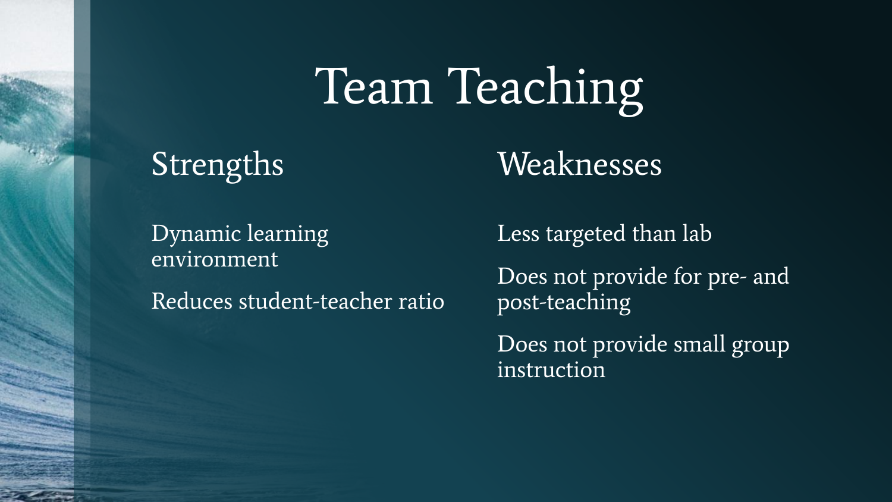# Team Teaching

## Strengths

Dynamic learning environment

Reduces student-teacher ratio

## Weaknesses

Less targeted than lab

Does not provide for pre- and post-teaching

Does not provide small group instruction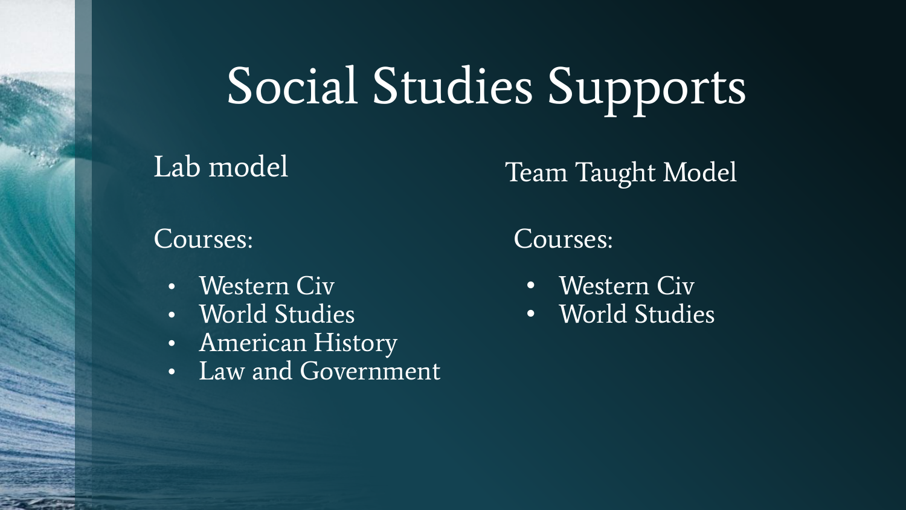# Social Studies Supports

## Lab model

Courses:

- Western Civ
- World Studies
- American History
- Law and Government

## Team Taught Model

Courses:

- Western Civ
- World Studies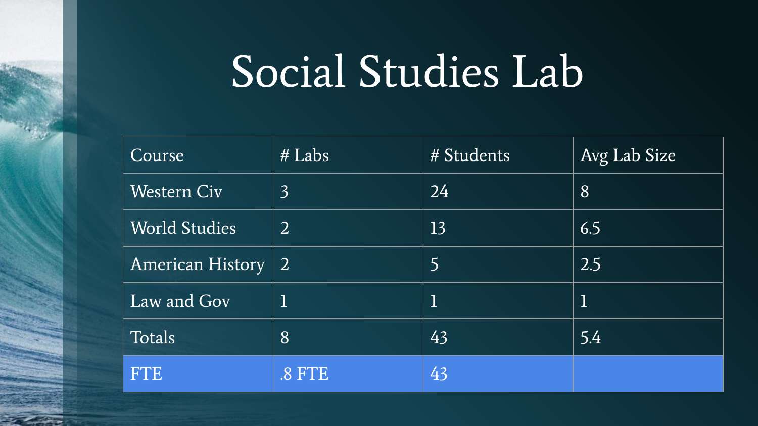# Social Studies Lab

| Course | # Labs | # Students | Avg Lab Size |
| --- | --- | --- | --- |
| Western Civ | 3 | 24 | 8 |
| World Studies | 2 | 13 | 6.5 |
| American History | 2 | 5 | 2.5 |
| Law and Gov | 1 | 1 | 1 |
| Totals | 8 | 43 | 5.4 |
| FTE | .8 FTE | 43 | |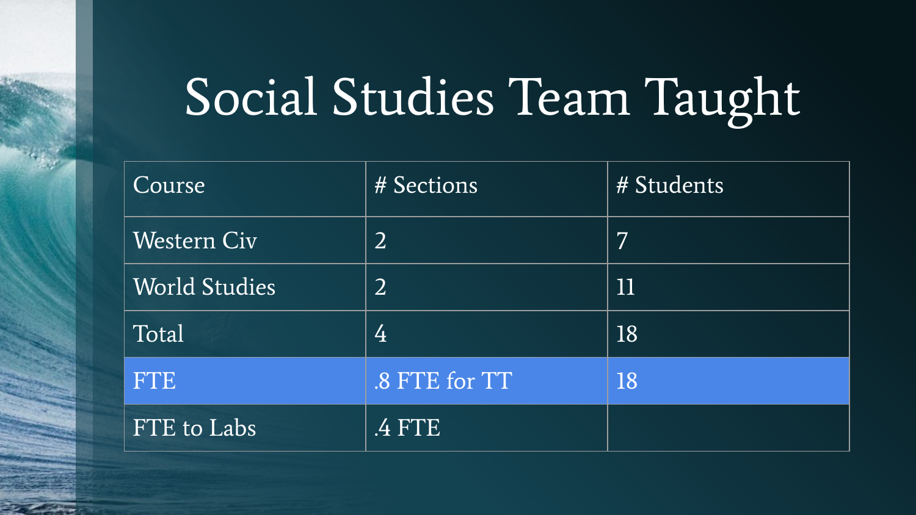# Social Studies Team Taught

| Course | # Sections | # Students |
| --- | --- | --- |
| Western Civ | 2 | 7 |
| World Studies | 2 | 11 |
| Total | 4 | 18 |
| FTE | .8 FTE for TT | 18 |
| FTE to Labs | .4 FTE | |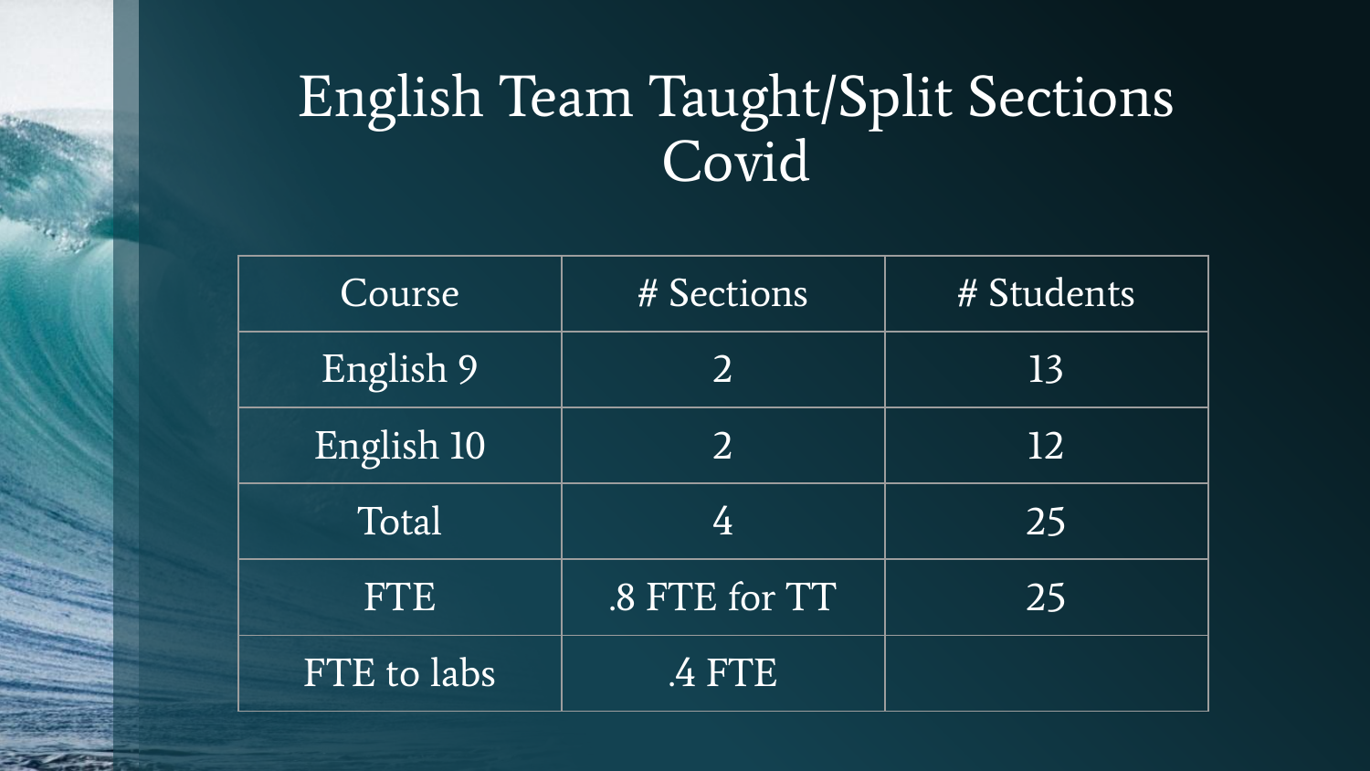# English Team Taught/Split Sections Covid

| Course | # Sections | # Students |
| --- | --- | --- |
| English 9 | 2 | 13 |
| English 10 | 2 | 12 |
| Total | 4 | 25 |
| FTE | .8 FTE for TT | 25 |
| FTE to labs | .4 FTE | |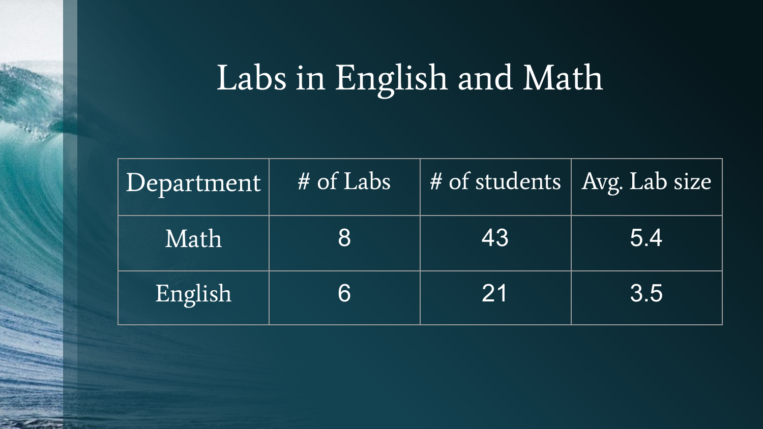# Labs in English and Math

| Department | # of Labs | # of students | Avg. Lab size |
| --- | --- | --- | --- |
| Math | 8 | 43 | 5.4 |
| English | 6 | 21 | 3.5 |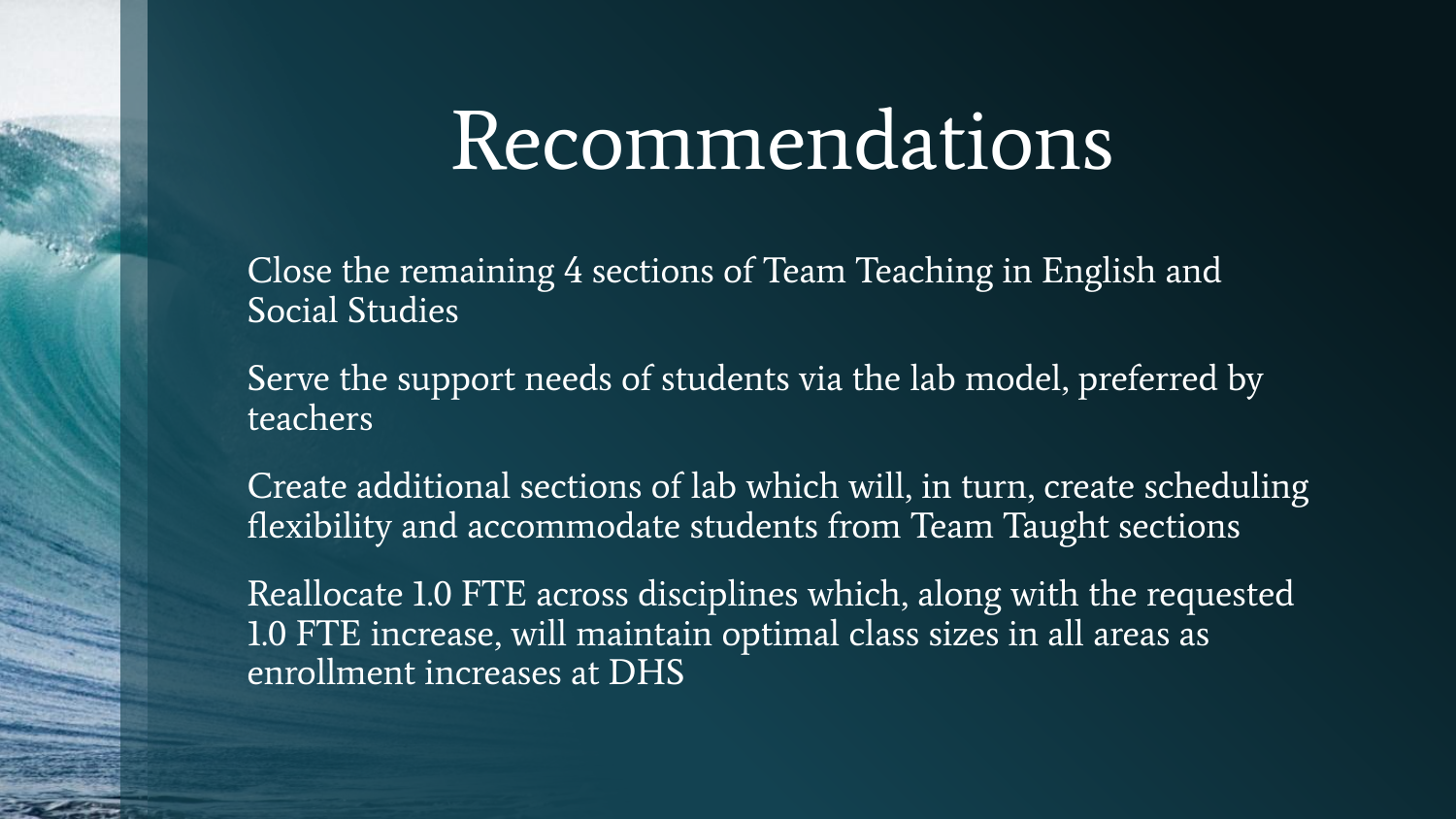# Recommendations

Close the remaining 4 sections of Team Teaching in English and Social Studies

Serve the support needs of students via the lab model, preferred by teachers

Create additional sections of lab which will, in turn, create scheduling flexibility and accommodate students from Team Taught sections

Reallocate 1.0 FTE across disciplines which, along with the requested 1.0 FTE increase, will maintain optimal class sizes in all areas as enrollment increases at DHS